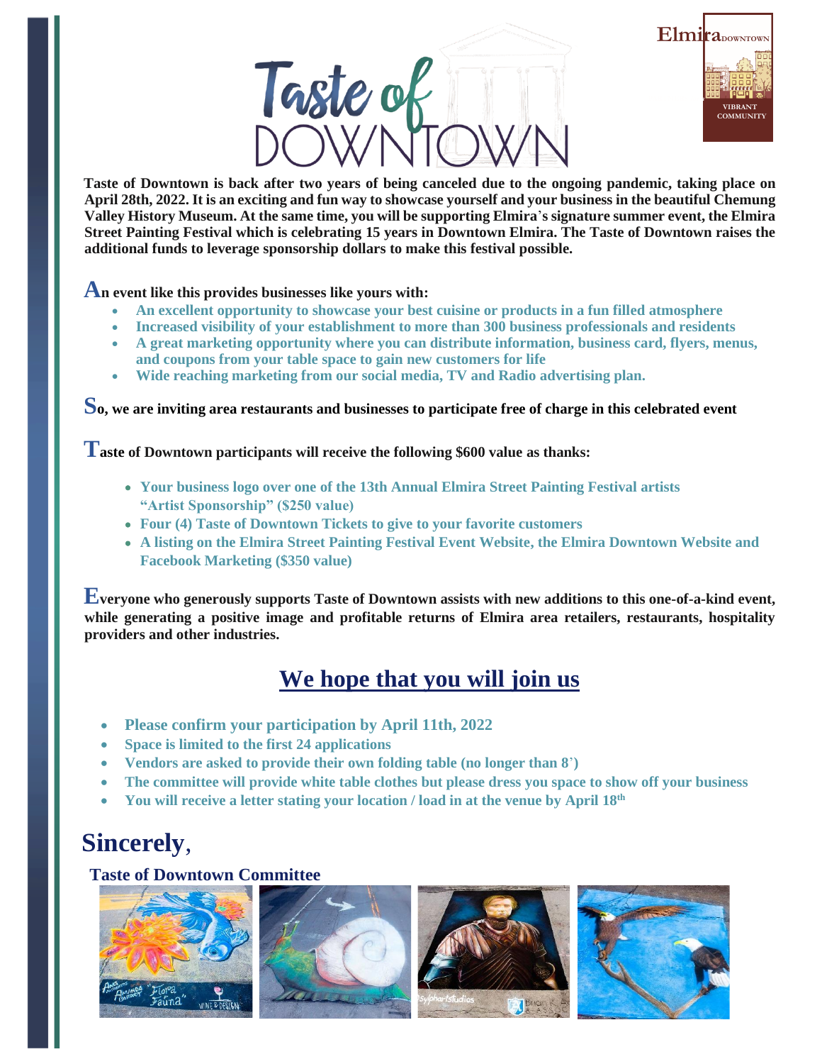# Taste of DOWNTOWN

Elmira DOWNTOWN VIBRANT COMMUNITY

**Taste of Downtown is back after two years of being canceled due to the ongoing pandemic, taking place on April 28th, 2022. It is an exciting and fun way to showcase yourself and your business in the beautiful Chemung Valley History Museum. At the same time, you will be supporting Elmira's signature summer event, the Elmira Street Painting Festival which is celebrating 15 years in Downtown Elmira. The Taste of Downtown raises the additional funds to leverage sponsorship dollars to make this festival possible.**

**An event like this provides businesses like yours with:**

- **An excellent opportunity to showcase your best cuisine or products in a fun filled atmosphere**
- **Increased visibility of your establishment to more than 300 business professionals and residents**
- **A great marketing opportunity where you can distribute information, business card, flyers, menus, and coupons from your table space to gain new customers for life**
- **Wide reaching marketing from our social media, TV and Radio advertising plan.**

**So, we are inviting area restaurants and businesses to participate free of charge in this celebrated event**

**Taste of Downtown participants will receive the following $600 value as thanks:**

- **Your business logo over one of the 13th Annual Elmira Street Painting Festival artists "Artist Sponsorship" ($250 value)**
- **Four (4) Taste of Downtown Tickets to give to your favorite customers**
- **A listing on the Elmira Street Painting Festival Event Website, the Elmira Downtown Website and Facebook Marketing ($350 value)**

**Everyone who generously supports Taste of Downtown assists with new additions to this one-of-a-kind event, while generating a positive image and profitable returns of Elmira area retailers, restaurants, hospitality providers and other industries.**

## We hope that you will join us

- **Please confirm your participation by April 11th, 2022**
- **Space is limited to the first 24 applications**
- **Vendors are asked to provide their own folding table (no longer than 8')**
- **The committee will provide white table clothes but please dress you space to show off your business**
- **You will receive a letter stating your location / load in at the venue by April 18th**

## Sincerely,

**Taste of Downtown Committee**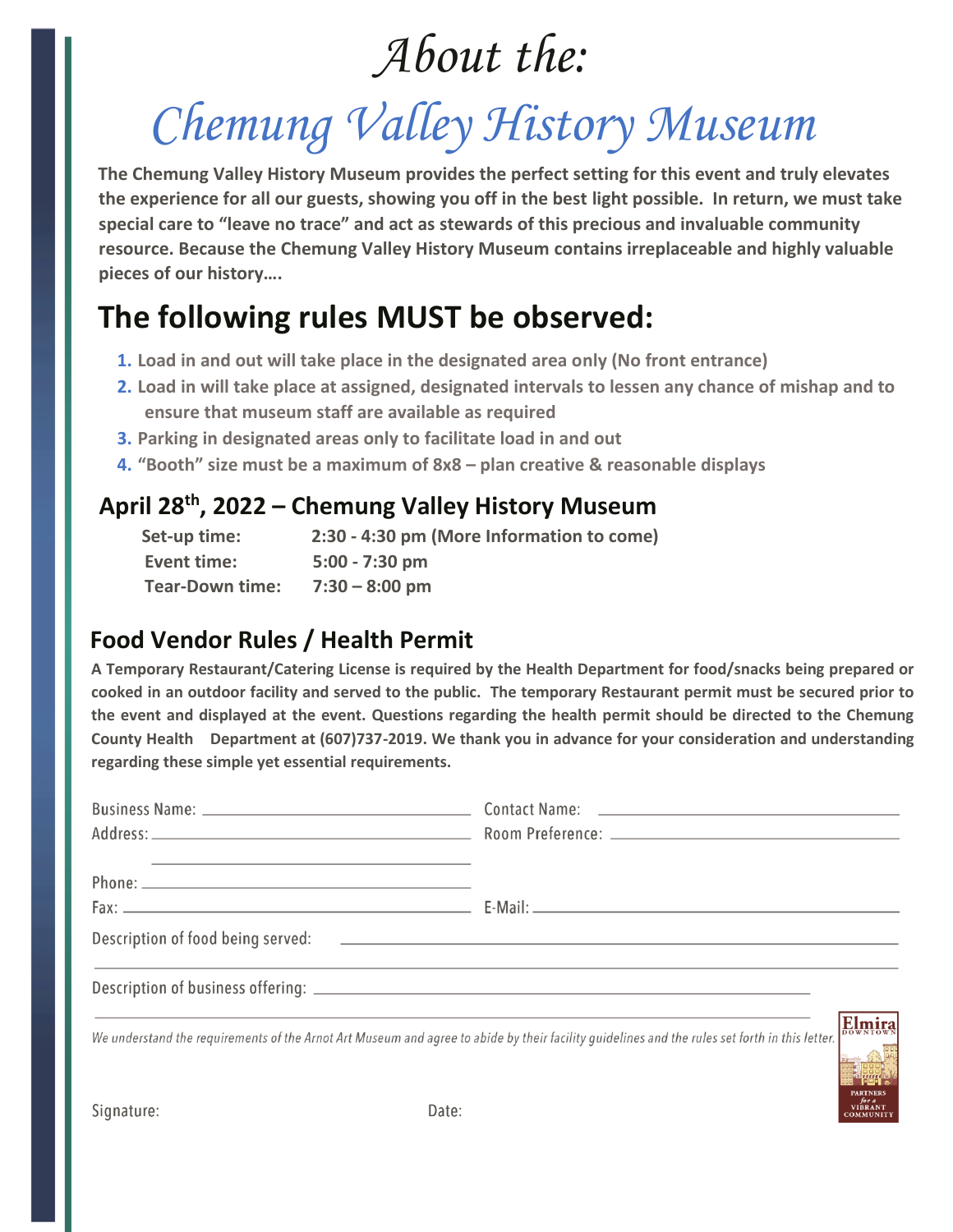# *About the:*

# *Chemung Valley History Museum*

**The Chemung Valley History Museum provides the perfect setting for this event and truly elevates the experience for all our guests, showing you off in the best light possible. In return, we must take special care to "leave no trace" and act as stewards of this precious and invaluable community resource. Because the Chemung Valley History Museum contains irreplaceable and highly valuable pieces of our history….**

## The following rules MUST be observed:

1. **Load in and out will take place in the designated area only (No front entrance)**
2. **Load in will take place at assigned, designated intervals to lessen any chance of mishap and to ensure that museum staff are available as required**
3. **Parking in designated areas only to facilitate load in and out**
4. **"Booth" size must be a maximum of 8x8 – plan creative & reasonable displays**

### April 28th, 2022 – Chemung Valley History Museum

| | |
|---|---|
| **Set-up time:** | **2:30 - 4:30 pm (More Information to come)** |
| **Event time:** | **5:00 - 7:30 pm** |
| **Tear-Down time:** | **7:30 – 8:00 pm** |

### Food Vendor Rules / Health Permit

**A Temporary Restaurant/Catering License is required by the Health Department for food/snacks being prepared or cooked in an outdoor facility and served to the public. The temporary Restaurant permit must be secured prior to the event and displayed at the event. Questions regarding the health permit should be directed to the Chemung County Health Department at (607)737-2019. We thank you in advance for your consideration and understanding regarding these simple yet essential requirements.**

Business Name: ______________________ Contact Name: ______________________

Address: ______________________ Room Preference: ______________________

______________________

Phone: ______________________

Fax: ______________________ E-Mail: ______________________

Description of food being served: ______________________

______________________

Description of business offering: ______________________

______________________

*We understand the requirements of the Arnot Art Museum and agree to abide by their facility guidelines and the rules set forth in this letter.*

Elmira DOWNTOWN PARTNERS for a VIBRANT COMMUNITY

Signature: Date: